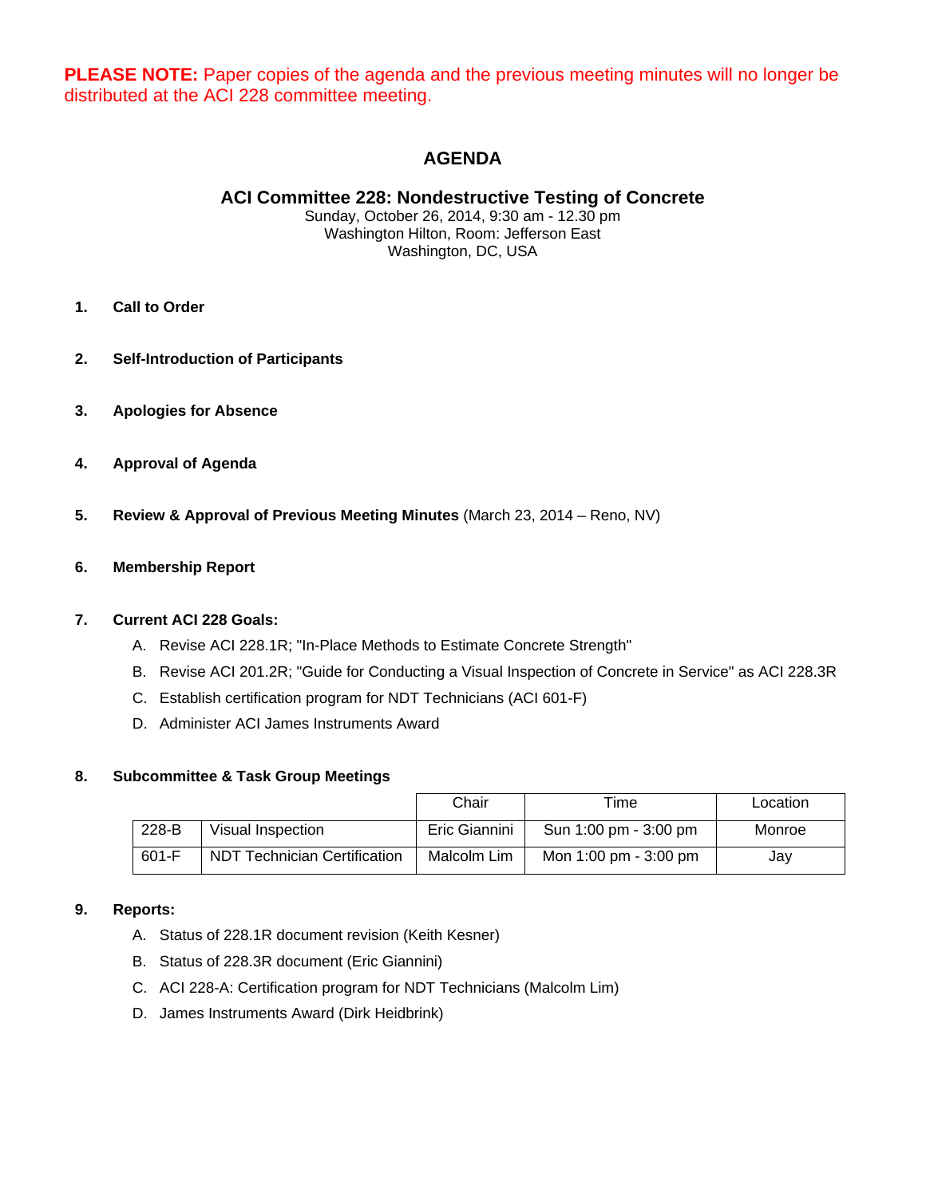**PLEASE NOTE:** Paper copies of the agenda and the previous meeting minutes will no longer be distributed at the ACI 228 committee meeting.

# AGENDA

## ACI Committee 228: Nondestructive Testing of Concrete

Sunday, October 26, 2014, 9:30 am - 12.30 pm
Washington Hilton, Room: Jefferson East
Washington, DC, USA

1. **Call to Order**

2. **Self-Introduction of Participants**

3. **Apologies for Absence**

4. **Approval of Agenda**

5. **Review & Approval of Previous Meeting Minutes** (March 23, 2014 – Reno, NV)

6. **Membership Report**

7. **Current ACI 228 Goals:**
   - A. Revise ACI 228.1R; "In-Place Methods to Estimate Concrete Strength"
   - B. Revise ACI 201.2R; "Guide for Conducting a Visual Inspection of Concrete in Service" as ACI 228.3R
   - C. Establish certification program for NDT Technicians (ACI 601-F)
   - D. Administer ACI James Instruments Award

8. **Subcommittee & Task Group Meetings**

| | | Chair | Time | Location |
|---|---|---|---|---|
| 228-B | Visual Inspection | Eric Giannini | Sun 1:00 pm - 3:00 pm | Monroe |
| 601-F | NDT Technician Certification | Malcolm Lim | Mon 1:00 pm - 3:00 pm | Jay |

9. **Reports:**
   - A. Status of 228.1R document revision (Keith Kesner)
   - B. Status of 228.3R document (Eric Giannini)
   - C. ACI 228-A: Certification program for NDT Technicians (Malcolm Lim)
   - D. James Instruments Award (Dirk Heidbrink)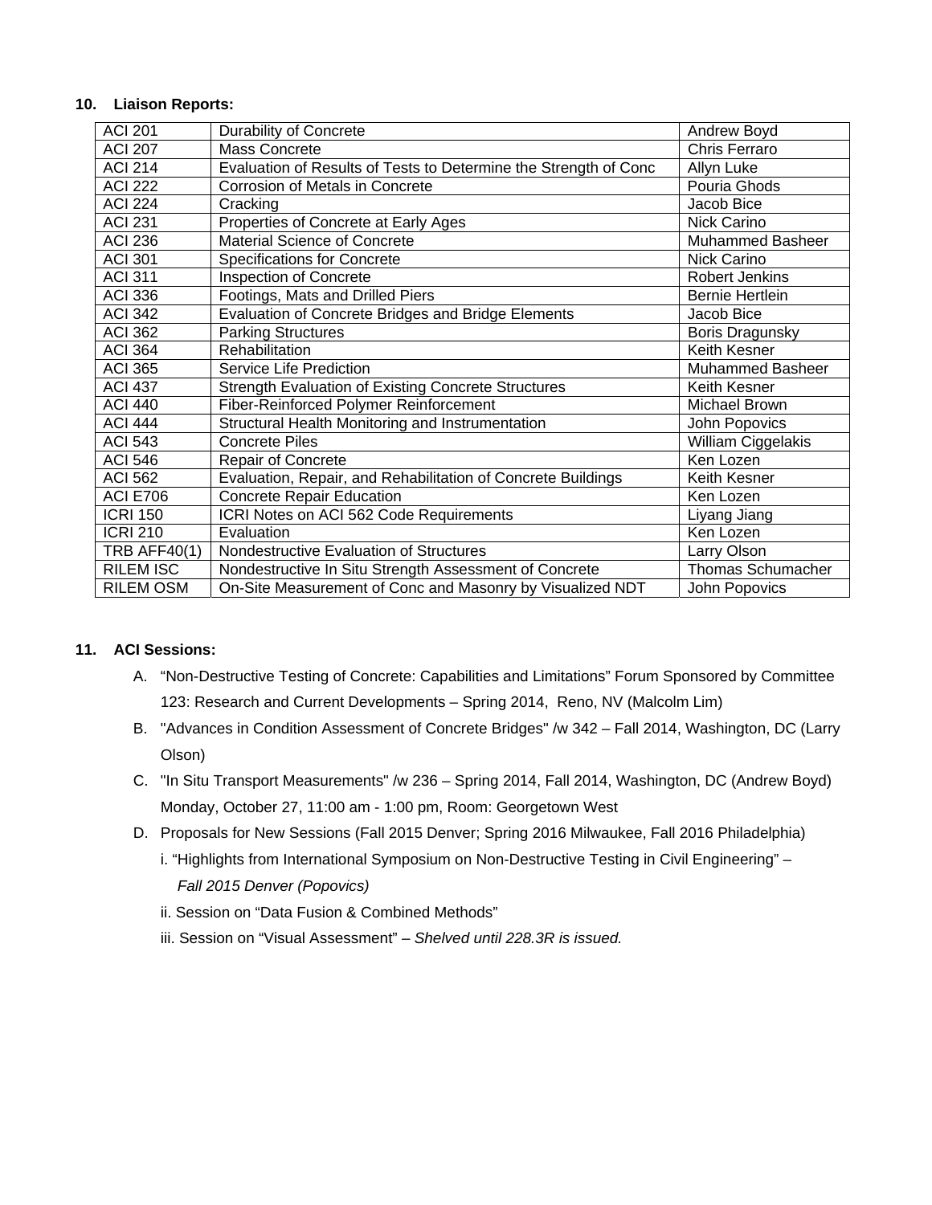**10. Liaison Reports:**

| ACI 201 | Durability of Concrete | Andrew Boyd |
|---|---|---|
| ACI 207 | Mass Concrete | Chris Ferraro |
| ACI 214 | Evaluation of Results of Tests to Determine the Strength of Conc | Allyn Luke |
| ACI 222 | Corrosion of Metals in Concrete | Pouria Ghods |
| ACI 224 | Cracking | Jacob Bice |
| ACI 231 | Properties of Concrete at Early Ages | Nick Carino |
| ACI 236 | Material Science of Concrete | Muhammed Basheer |
| ACI 301 | Specifications for Concrete | Nick Carino |
| ACI 311 | Inspection of Concrete | Robert Jenkins |
| ACI 336 | Footings, Mats and Drilled Piers | Bernie Hertlein |
| ACI 342 | Evaluation of Concrete Bridges and Bridge Elements | Jacob Bice |
| ACI 362 | Parking Structures | Boris Dragunsky |
| ACI 364 | Rehabilitation | Keith Kesner |
| ACI 365 | Service Life Prediction | Muhammed Basheer |
| ACI 437 | Strength Evaluation of Existing Concrete Structures | Keith Kesner |
| ACI 440 | Fiber-Reinforced Polymer Reinforcement | Michael Brown |
| ACI 444 | Structural Health Monitoring and Instrumentation | John Popovics |
| ACI 543 | Concrete Piles | William Ciggelakis |
| ACI 546 | Repair of Concrete | Ken Lozen |
| ACI 562 | Evaluation, Repair, and Rehabilitation of Concrete Buildings | Keith Kesner |
| ACI E706 | Concrete Repair Education | Ken Lozen |
| ICRI 150 | ICRI Notes on ACI 562 Code Requirements | Liyang Jiang |
| ICRI 210 | Evaluation | Ken Lozen |
| TRB AFF40(1) | Nondestructive Evaluation of Structures | Larry Olson |
| RILEM ISC | Nondestructive In Situ Strength Assessment of Concrete | Thomas Schumacher |
| RILEM OSM | On-Site Measurement of Conc and Masonry by Visualized NDT | John Popovics |

**11. ACI Sessions:**

A. “Non-Destructive Testing of Concrete: Capabilities and Limitations” Forum Sponsored by Committee 123: Research and Current Developments – Spring 2014, Reno, NV (Malcolm Lim)

B. "Advances in Condition Assessment of Concrete Bridges" /w 342 – Fall 2014, Washington, DC (Larry Olson)

C. "In Situ Transport Measurements" /w 236 – Spring 2014, Fall 2014, Washington, DC (Andrew Boyd) Monday, October 27, 11:00 am - 1:00 pm, Room: Georgetown West

D. Proposals for New Sessions (Fall 2015 Denver; Spring 2016 Milwaukee, Fall 2016 Philadelphia)

   i. “Highlights from International Symposium on Non-Destructive Testing in Civil Engineering” – *Fall 2015 Denver (Popovics)*

   ii. Session on “Data Fusion & Combined Methods”

   iii. Session on “Visual Assessment” – *Shelved until 228.3R is issued.*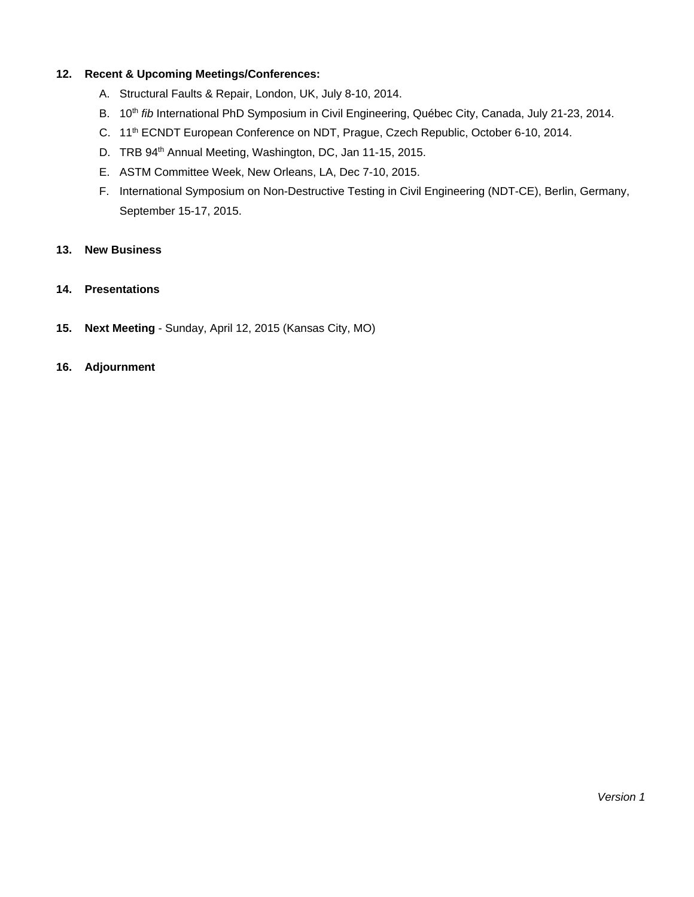**12. Recent & Upcoming Meetings/Conferences:**

A. Structural Faults & Repair, London, UK, July 8-10, 2014.

B. 10th *fib* International PhD Symposium in Civil Engineering, Québec City, Canada, July 21-23, 2014.

C. 11th ECNDT European Conference on NDT, Prague, Czech Republic, October 6-10, 2014.

D. TRB 94th Annual Meeting, Washington, DC, Jan 11-15, 2015.

E. ASTM Committee Week, New Orleans, LA, Dec 7-10, 2015.

F. International Symposium on Non-Destructive Testing in Civil Engineering (NDT-CE), Berlin, Germany, September 15-17, 2015.

**13. New Business**

**14. Presentations**

**15. Next Meeting** - Sunday, April 12, 2015 (Kansas City, MO)

**16. Adjournment**

*Version 1*